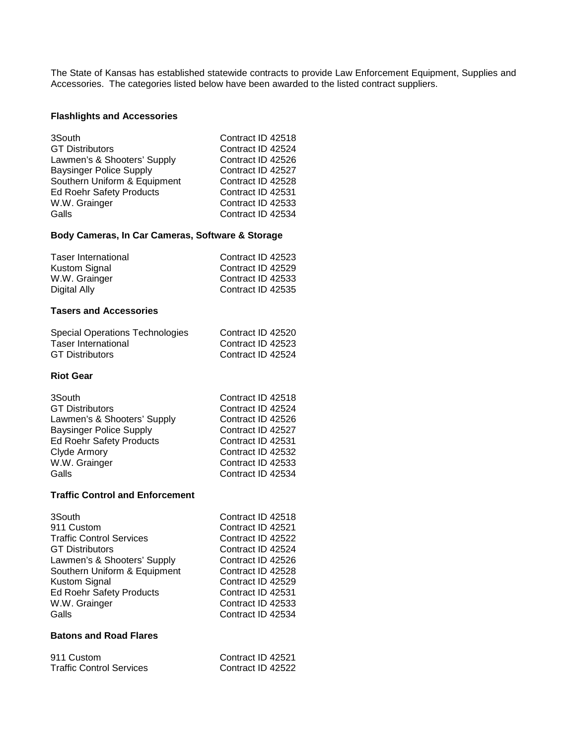The State of Kansas has established statewide contracts to provide Law Enforcement Equipment, Supplies and Accessories. The categories listed below have been awarded to the listed contract suppliers.

**Flashlights and Accessories**

| | |
|---|---|
| 3South | Contract ID 42518 |
| GT Distributors | Contract ID 42524 |
| Lawmen's & Shooters' Supply | Contract ID 42526 |
| Baysinger Police Supply | Contract ID 42527 |
| Southern Uniform & Equipment | Contract ID 42528 |
| Ed Roehr Safety Products | Contract ID 42531 |
| W.W. Grainger | Contract ID 42533 |
| Galls | Contract ID 42534 |

**Body Cameras, In Car Cameras, Software & Storage**

| | |
|---|---|
| Taser International | Contract ID 42523 |
| Kustom Signal | Contract ID 42529 |
| W.W. Grainger | Contract ID 42533 |
| Digital Ally | Contract ID 42535 |

**Tasers and Accessories**

| | |
|---|---|
| Special Operations Technologies | Contract ID 42520 |
| Taser International | Contract ID 42523 |
| GT Distributors | Contract ID 42524 |

**Riot Gear**

| | |
|---|---|
| 3South | Contract ID 42518 |
| GT Distributors | Contract ID 42524 |
| Lawmen's & Shooters' Supply | Contract ID 42526 |
| Baysinger Police Supply | Contract ID 42527 |
| Ed Roehr Safety Products | Contract ID 42531 |
| Clyde Armory | Contract ID 42532 |
| W.W. Grainger | Contract ID 42533 |
| Galls | Contract ID 42534 |

**Traffic Control and Enforcement**

| | |
|---|---|
| 3South | Contract ID 42518 |
| 911 Custom | Contract ID 42521 |
| Traffic Control Services | Contract ID 42522 |
| GT Distributors | Contract ID 42524 |
| Lawmen's & Shooters' Supply | Contract ID 42526 |
| Southern Uniform & Equipment | Contract ID 42528 |
| Kustom Signal | Contract ID 42529 |
| Ed Roehr Safety Products | Contract ID 42531 |
| W.W. Grainger | Contract ID 42533 |
| Galls | Contract ID 42534 |

**Batons and Road Flares**

| | |
|---|---|
| 911 Custom | Contract ID 42521 |
| Traffic Control Services | Contract ID 42522 |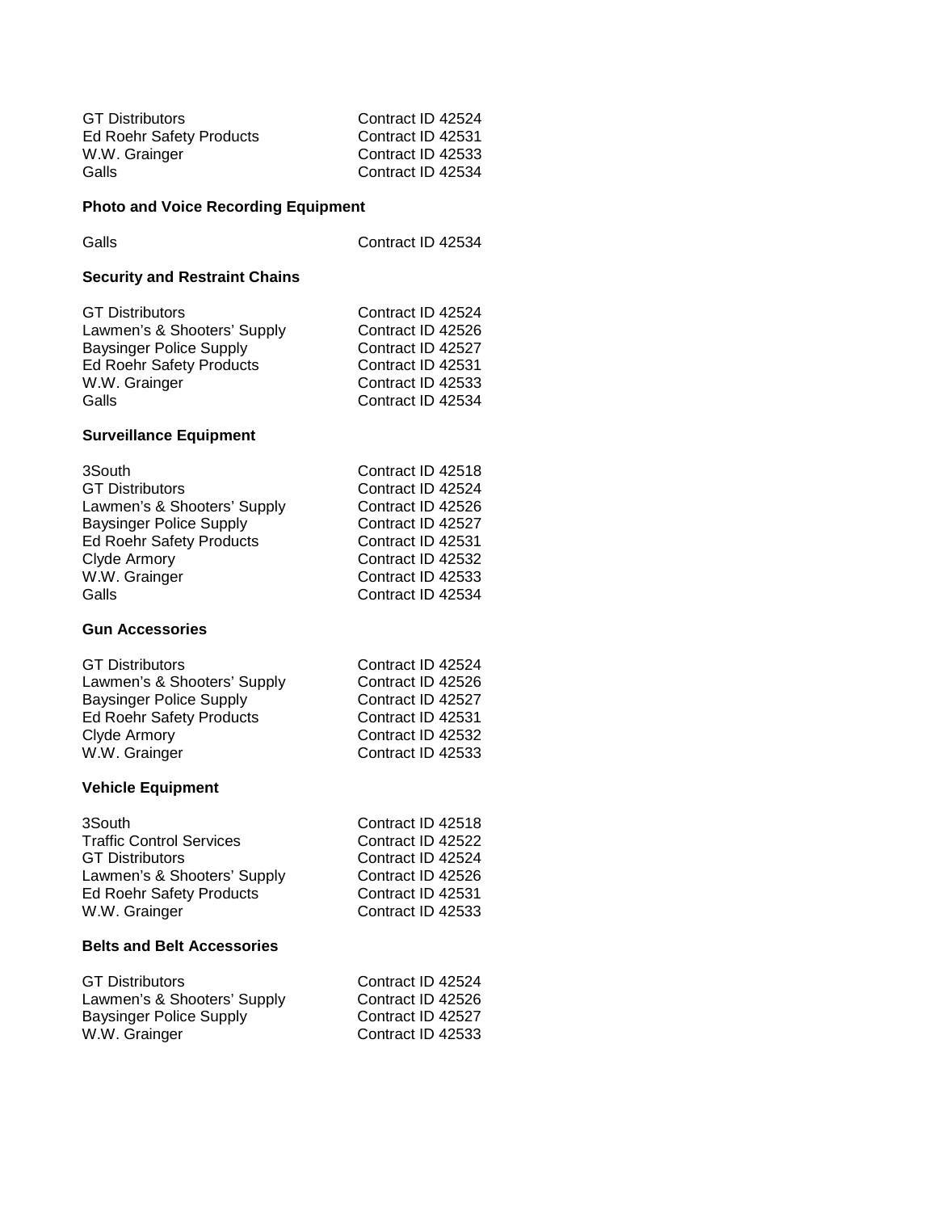GT Distributors Contract ID 42524
Ed Roehr Safety Products Contract ID 42531
W.W. Grainger Contract ID 42533
Galls Contract ID 42534

**Photo and Voice Recording Equipment**

Galls Contract ID 42534

**Security and Restraint Chains**

GT Distributors Contract ID 42524
Lawmen's & Shooters' Supply Contract ID 42526
Baysinger Police Supply Contract ID 42527
Ed Roehr Safety Products Contract ID 42531
W.W. Grainger Contract ID 42533
Galls Contract ID 42534

**Surveillance Equipment**

3South Contract ID 42518
GT Distributors Contract ID 42524
Lawmen's & Shooters' Supply Contract ID 42526
Baysinger Police Supply Contract ID 42527
Ed Roehr Safety Products Contract ID 42531
Clyde Armory Contract ID 42532
W.W. Grainger Contract ID 42533
Galls Contract ID 42534

**Gun Accessories**

GT Distributors Contract ID 42524
Lawmen's & Shooters' Supply Contract ID 42526
Baysinger Police Supply Contract ID 42527
Ed Roehr Safety Products Contract ID 42531
Clyde Armory Contract ID 42532
W.W. Grainger Contract ID 42533

**Vehicle Equipment**

3South Contract ID 42518
Traffic Control Services Contract ID 42522
GT Distributors Contract ID 42524
Lawmen's & Shooters' Supply Contract ID 42526
Ed Roehr Safety Products Contract ID 42531
W.W. Grainger Contract ID 42533

**Belts and Belt Accessories**

GT Distributors Contract ID 42524
Lawmen's & Shooters' Supply Contract ID 42526
Baysinger Police Supply Contract ID 42527
W.W. Grainger Contract ID 42533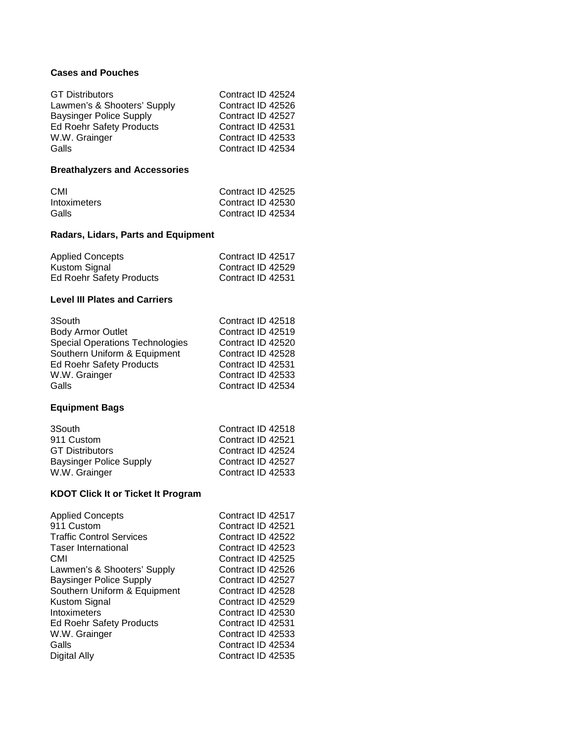**Cases and Pouches**

| | |
|---|---|
| GT Distributors | Contract ID 42524 |
| Lawmen's & Shooters' Supply | Contract ID 42526 |
| Baysinger Police Supply | Contract ID 42527 |
| Ed Roehr Safety Products | Contract ID 42531 |
| W.W. Grainger | Contract ID 42533 |
| Galls | Contract ID 42534 |

**Breathalyzers and Accessories**

| | |
|---|---|
| CMI | Contract ID 42525 |
| Intoximeters | Contract ID 42530 |
| Galls | Contract ID 42534 |

**Radars, Lidars, Parts and Equipment**

| | |
|---|---|
| Applied Concepts | Contract ID 42517 |
| Kustom Signal | Contract ID 42529 |
| Ed Roehr Safety Products | Contract ID 42531 |

**Level III Plates and Carriers**

| | |
|---|---|
| 3South | Contract ID 42518 |
| Body Armor Outlet | Contract ID 42519 |
| Special Operations Technologies | Contract ID 42520 |
| Southern Uniform & Equipment | Contract ID 42528 |
| Ed Roehr Safety Products | Contract ID 42531 |
| W.W. Grainger | Contract ID 42533 |
| Galls | Contract ID 42534 |

**Equipment Bags**

| | |
|---|---|
| 3South | Contract ID 42518 |
| 911 Custom | Contract ID 42521 |
| GT Distributors | Contract ID 42524 |
| Baysinger Police Supply | Contract ID 42527 |
| W.W. Grainger | Contract ID 42533 |

**KDOT Click It or Ticket It Program**

| | |
|---|---|
| Applied Concepts | Contract ID 42517 |
| 911 Custom | Contract ID 42521 |
| Traffic Control Services | Contract ID 42522 |
| Taser International | Contract ID 42523 |
| CMI | Contract ID 42525 |
| Lawmen's & Shooters' Supply | Contract ID 42526 |
| Baysinger Police Supply | Contract ID 42527 |
| Southern Uniform & Equipment | Contract ID 42528 |
| Kustom Signal | Contract ID 42529 |
| Intoximeters | Contract ID 42530 |
| Ed Roehr Safety Products | Contract ID 42531 |
| W.W. Grainger | Contract ID 42533 |
| Galls | Contract ID 42534 |
| Digital Ally | Contract ID 42535 |